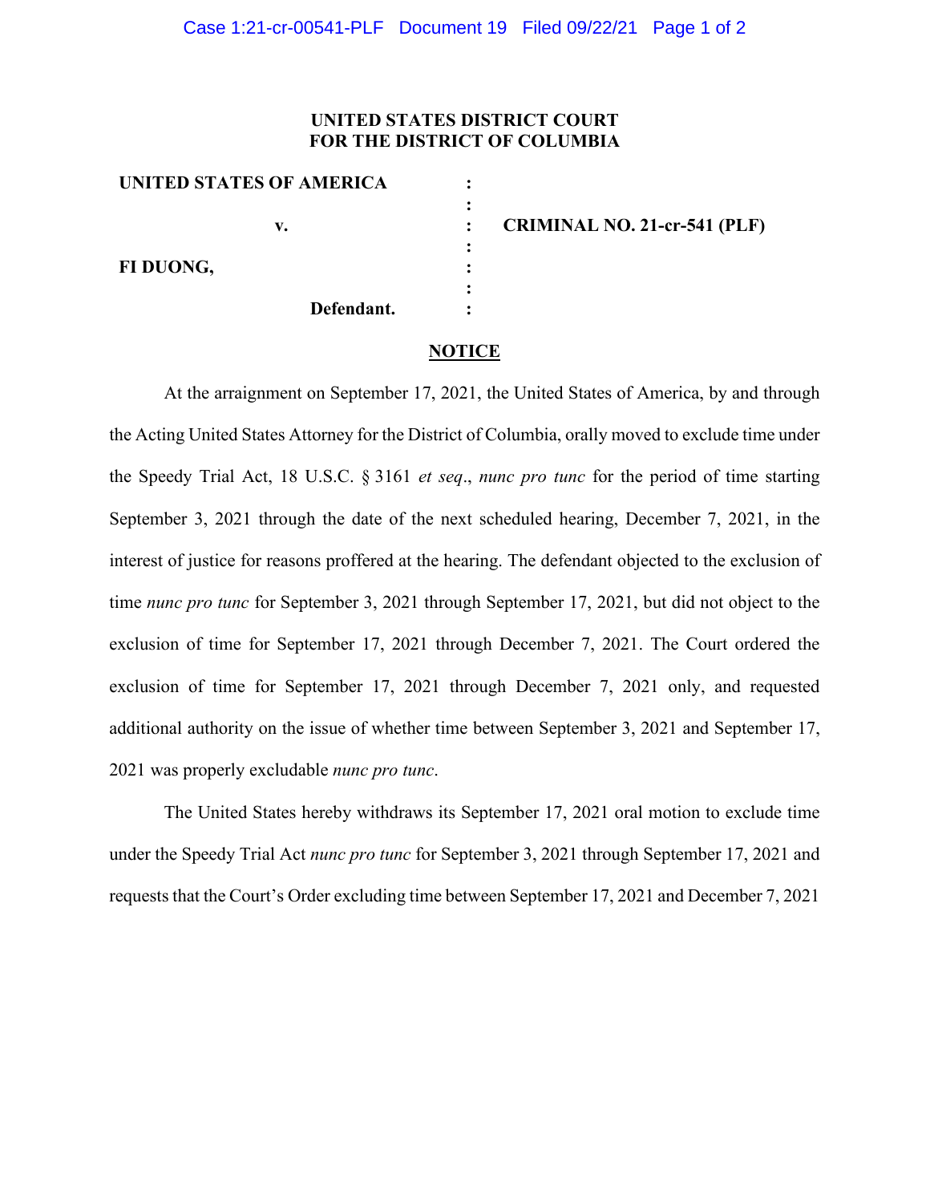**UNITED STATES DISTRICT COURT**
**FOR THE DISTRICT OF COLUMBIA**

| | | |
|---|---|---|
| **UNITED STATES OF AMERICA** | : | |
| | : | |
| **v.** | : | **CRIMINAL NO. 21-cr-541 (PLF)** |
| | : | |
| **FI DUONG,** | : | |
| | : | |
| **Defendant.** | : | |

## NOTICE

At the arraignment on September 17, 2021, the United States of America, by and through the Acting United States Attorney for the District of Columbia, orally moved to exclude time under the Speedy Trial Act, 18 U.S.C. § 3161 *et seq*., *nunc pro tunc* for the period of time starting September 3, 2021 through the date of the next scheduled hearing, December 7, 2021, in the interest of justice for reasons proffered at the hearing. The defendant objected to the exclusion of time *nunc pro tunc* for September 3, 2021 through September 17, 2021, but did not object to the exclusion of time for September 17, 2021 through December 7, 2021. The Court ordered the exclusion of time for September 17, 2021 through December 7, 2021 only, and requested additional authority on the issue of whether time between September 3, 2021 and September 17, 2021 was properly excludable *nunc pro tunc*.

The United States hereby withdraws its September 17, 2021 oral motion to exclude time under the Speedy Trial Act *nunc pro tunc* for September 3, 2021 through September 17, 2021 and requests that the Court's Order excluding time between September 17, 2021 and December 7, 2021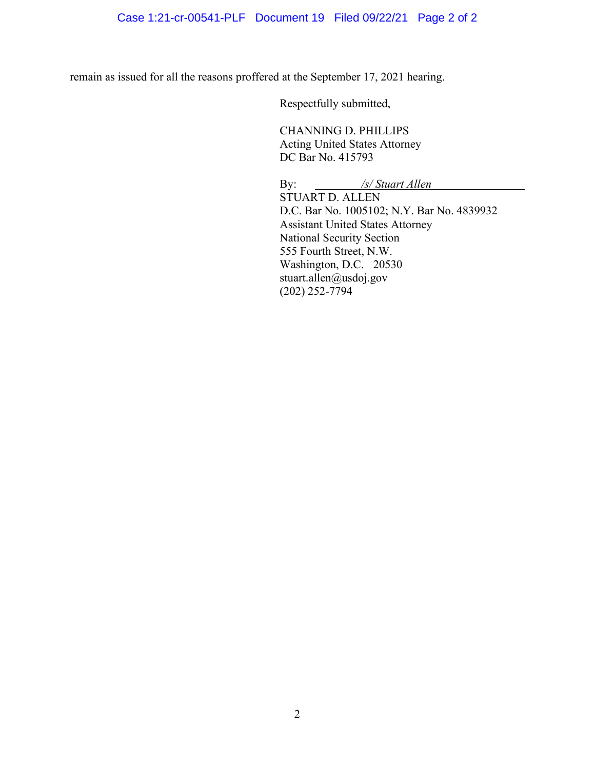remain as issued for all the reasons proffered at the September 17, 2021 hearing.

Respectfully submitted,

CHANNING D. PHILLIPS
Acting United States Attorney
DC Bar No. 415793

By: *\/s/ Stuart Allen*
STUART D. ALLEN
D.C. Bar No. 1005102; N.Y. Bar No. 4839932
Assistant United States Attorney
National Security Section
555 Fourth Street, N.W.
Washington, D.C. 20530
stuart.allen@usdoj.gov
(202) 252-7794